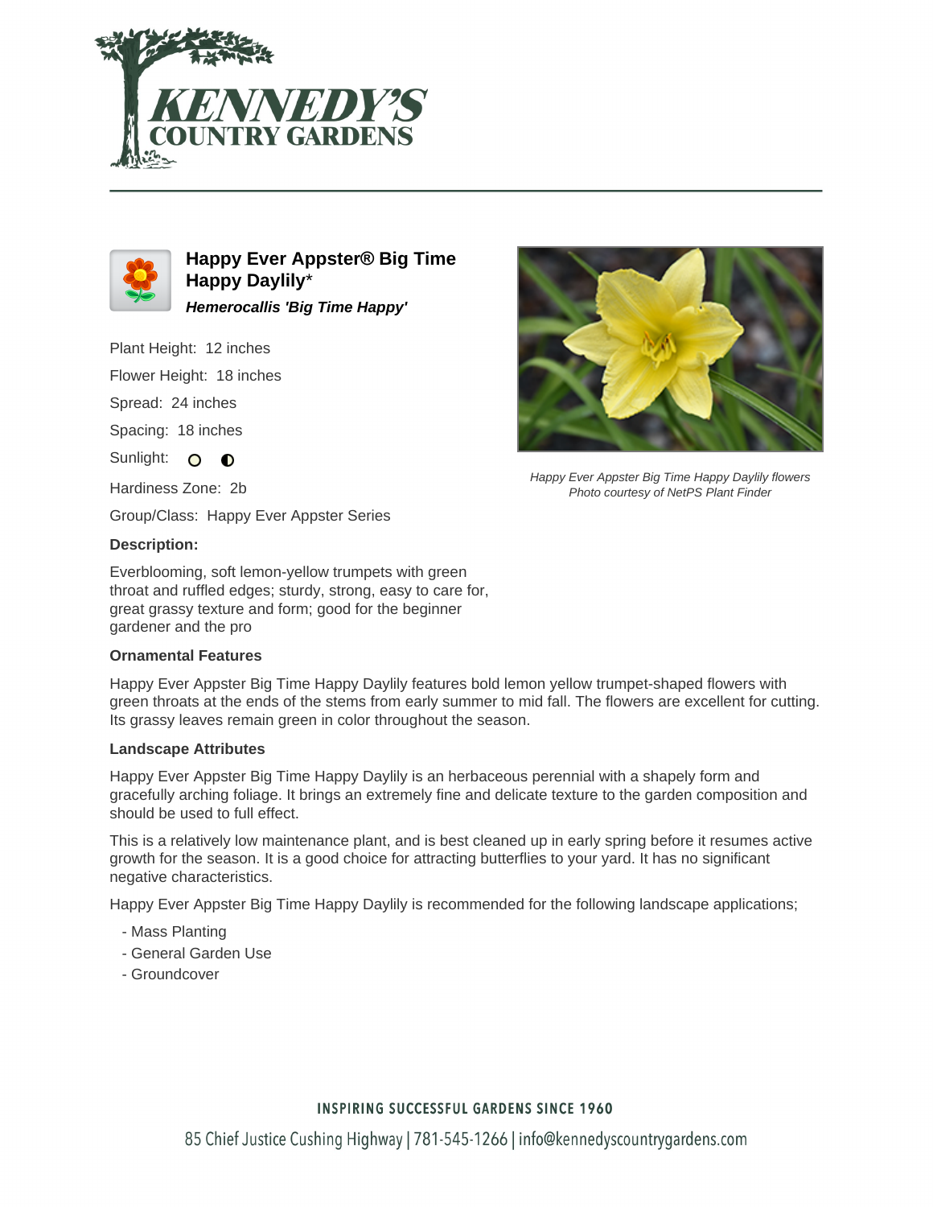# Happy Ever Appster® Big Time Happy Daylily*

***Hemerocallis 'Big Time Happy'***

Plant Height: 12 inches

Flower Height: 18 inches

Spread: 24 inches

Spacing: 18 inches

Sunlight:

Hardiness Zone: 2b

Group/Class: Happy Ever Appster Series

**Description:**

Everblooming, soft lemon-yellow trumpets with green throat and ruffled edges; sturdy, strong, easy to care for, great grassy texture and form; good for the beginner gardener and the pro

*Happy Ever Appster Big Time Happy Daylily flowers*
*Photo courtesy of NetPS Plant Finder*

**Ornamental Features**

Happy Ever Appster Big Time Happy Daylily features bold lemon yellow trumpet-shaped flowers with green throats at the ends of the stems from early summer to mid fall. The flowers are excellent for cutting. Its grassy leaves remain green in color throughout the season.

**Landscape Attributes**

Happy Ever Appster Big Time Happy Daylily is an herbaceous perennial with a shapely form and gracefully arching foliage. It brings an extremely fine and delicate texture to the garden composition and should be used to full effect.

This is a relatively low maintenance plant, and is best cleaned up in early spring before it resumes active growth for the season. It is a good choice for attracting butterflies to your yard. It has no significant negative characteristics.

Happy Ever Appster Big Time Happy Daylily is recommended for the following landscape applications;

- Mass Planting
- General Garden Use
- Groundcover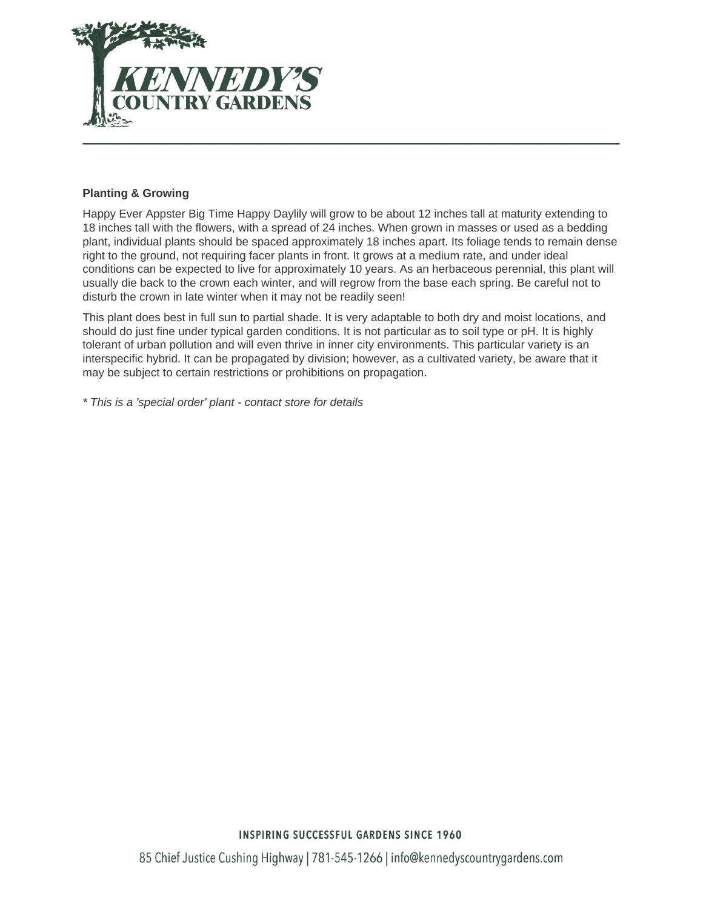**Planting & Growing**

Happy Ever Appster Big Time Happy Daylily will grow to be about 12 inches tall at maturity extending to 18 inches tall with the flowers, with a spread of 24 inches. When grown in masses or used as a bedding plant, individual plants should be spaced approximately 18 inches apart. Its foliage tends to remain dense right to the ground, not requiring facer plants in front. It grows at a medium rate, and under ideal conditions can be expected to live for approximately 10 years. As an herbaceous perennial, this plant will usually die back to the crown each winter, and will regrow from the base each spring. Be careful not to disturb the crown in late winter when it may not be readily seen!

This plant does best in full sun to partial shade. It is very adaptable to both dry and moist locations, and should do just fine under typical garden conditions. It is not particular as to soil type or pH. It is highly tolerant of urban pollution and will even thrive in inner city environments. This particular variety is an interspecific hybrid. It can be propagated by division; however, as a cultivated variety, be aware that it may be subject to certain restrictions or prohibitions on propagation.

*\* This is a 'special order' plant - contact store for details*